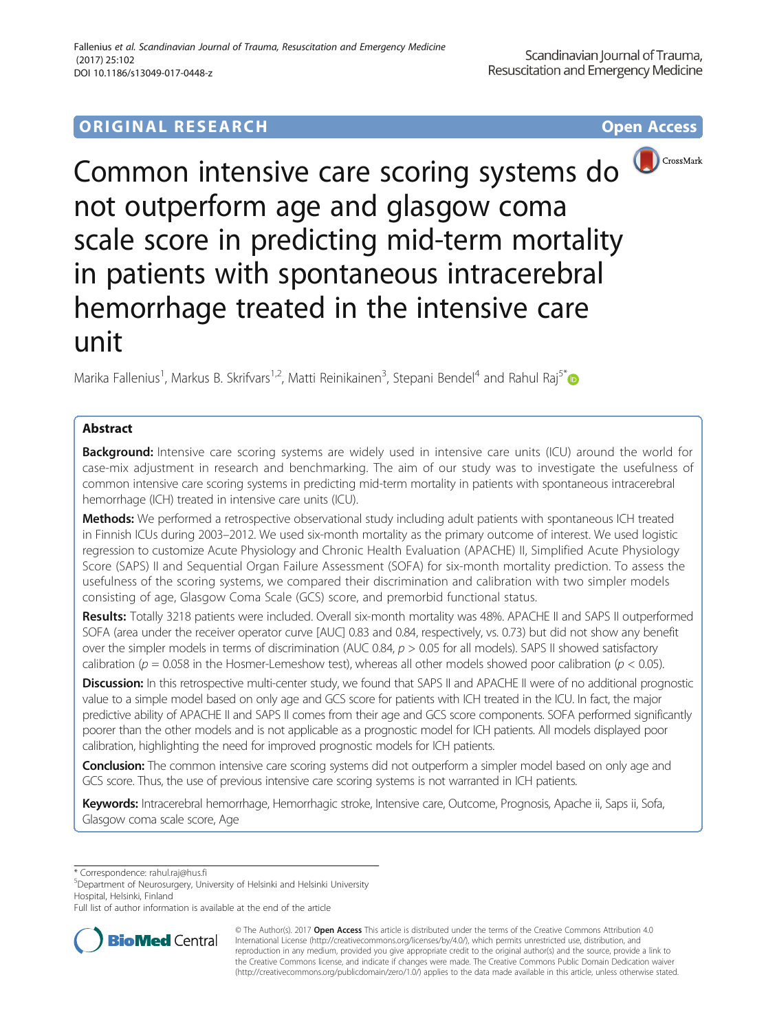ORIGINAL RESEARCH

Open Access

# Common intensive care scoring systems do not outperform age and glasgow coma scale score in predicting mid-term mortality in patients with spontaneous intracerebral hemorrhage treated in the intensive care unit

Marika Fallenius[1], Markus B. Skrifvars[1,2], Matti Reinikainen[3], Stepani Bendel[4] and Rahul Raj[5*]

## Abstract

**Background:** Intensive care scoring systems are widely used in intensive care units (ICU) around the world for case-mix adjustment in research and benchmarking. The aim of our study was to investigate the usefulness of common intensive care scoring systems in predicting mid-term mortality in patients with spontaneous intracerebral hemorrhage (ICH) treated in intensive care units (ICU).

**Methods:** We performed a retrospective observational study including adult patients with spontaneous ICH treated in Finnish ICUs during 2003–2012. We used six-month mortality as the primary outcome of interest. We used logistic regression to customize Acute Physiology and Chronic Health Evaluation (APACHE) II, Simplified Acute Physiology Score (SAPS) II and Sequential Organ Failure Assessment (SOFA) for six-month mortality prediction. To assess the usefulness of the scoring systems, we compared their discrimination and calibration with two simpler models consisting of age, Glasgow Coma Scale (GCS) score, and premorbid functional status.

**Results:** Totally 3218 patients were included. Overall six-month mortality was 48%. APACHE II and SAPS II outperformed SOFA (area under the receiver operator curve [AUC] 0.83 and 0.84, respectively, vs. 0.73) but did not show any benefit over the simpler models in terms of discrimination (AUC 0.84, $p > 0.05$ for all models). SAPS II showed satisfactory calibration ($p = 0.058$ in the Hosmer-Lemeshow test), whereas all other models showed poor calibration ($p < 0.05$).

**Discussion:** In this retrospective multi-center study, we found that SAPS II and APACHE II were of no additional prognostic value to a simple model based on only age and GCS score for patients with ICH treated in the ICU. In fact, the major predictive ability of APACHE II and SAPS II comes from their age and GCS score components. SOFA performed significantly poorer than the other models and is not applicable as a prognostic model for ICH patients. All models displayed poor calibration, highlighting the need for improved prognostic models for ICH patients.

**Conclusion:** The common intensive care scoring systems did not outperform a simpler model based on only age and GCS score. Thus, the use of previous intensive care scoring systems is not warranted in ICH patients.

**Keywords:** Intracerebral hemorrhage, Hemorrhagic stroke, Intensive care, Outcome, Prognosis, Apache ii, Saps ii, Sofa, Glasgow coma scale score, Age

* Correspondence: rahul.raj@hus.fi
[5]Department of Neurosurgery, University of Helsinki and Helsinki University Hospital, Helsinki, Finland
Full list of author information is available at the end of the article

© The Author(s). 2017 **Open Access** This article is distributed under the terms of the Creative Commons Attribution 4.0 International License (http://creativecommons.org/licenses/by/4.0/), which permits unrestricted use, distribution, and reproduction in any medium, provided you give appropriate credit to the original author(s) and the source, provide a link to the Creative Commons license, and indicate if changes were made. The Creative Commons Public Domain Dedication waiver (http://creativecommons.org/publicdomain/zero/1.0/) applies to the data made available in this article, unless otherwise stated.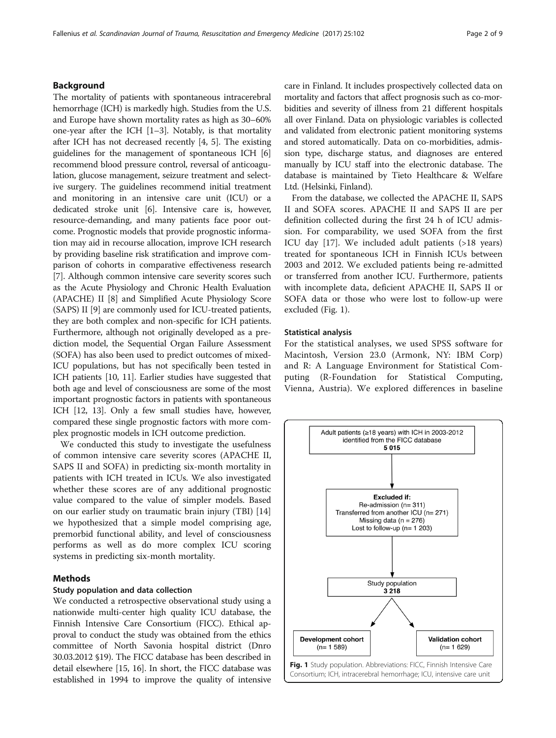## Background

The mortality of patients with spontaneous intracerebral hemorrhage (ICH) is markedly high. Studies from the U.S. and Europe have shown mortality rates as high as 30–60% one-year after the ICH [1–3]. Notably, is that mortality after ICH has not decreased recently [4, 5]. The existing guidelines for the management of spontaneous ICH [6] recommend blood pressure control, reversal of anticoagulation, glucose management, seizure treatment and selective surgery. The guidelines recommend initial treatment and monitoring in an intensive care unit (ICU) or a dedicated stroke unit [6]. Intensive care is, however, resource-demanding, and many patients face poor outcome. Prognostic models that provide prognostic information may aid in recourse allocation, improve ICH research by providing baseline risk stratification and improve comparison of cohorts in comparative effectiveness research [7]. Although common intensive care severity scores such as the Acute Physiology and Chronic Health Evaluation (APACHE) II [8] and Simplified Acute Physiology Score (SAPS) II [9] are commonly used for ICU-treated patients, they are both complex and non-specific for ICH patients. Furthermore, although not originally developed as a prediction model, the Sequential Organ Failure Assessment (SOFA) has also been used to predict outcomes of mixed-ICU populations, but has not specifically been tested in ICH patients [10, 11]. Earlier studies have suggested that both age and level of consciousness are some of the most important prognostic factors in patients with spontaneous ICH [12, 13]. Only a few small studies have, however, compared these single prognostic factors with more complex prognostic models in ICH outcome prediction.

We conducted this study to investigate the usefulness of common intensive care severity scores (APACHE II, SAPS II and SOFA) in predicting six-month mortality in patients with ICH treated in ICUs. We also investigated whether these scores are of any additional prognostic value compared to the value of simpler models. Based on our earlier study on traumatic brain injury (TBI) [14] we hypothesized that a simple model comprising age, premorbid functional ability, and level of consciousness performs as well as do more complex ICU scoring systems in predicting six-month mortality.

## Methods

### Study population and data collection

We conducted a retrospective observational study using a nationwide multi-center high quality ICU database, the Finnish Intensive Care Consortium (FICC). Ethical approval to conduct the study was obtained from the ethics committee of North Savonia hospital district (Dnro 30.03.2012 §19). The FICC database has been described in detail elsewhere [15, 16]. In short, the FICC database was established in 1994 to improve the quality of intensive care in Finland. It includes prospectively collected data on mortality and factors that affect prognosis such as co-morbidities and severity of illness from 21 different hospitals all over Finland. Data on physiologic variables is collected and validated from electronic patient monitoring systems and stored automatically. Data on co-morbidities, admission type, discharge status, and diagnoses are entered manually by ICU staff into the electronic database. The database is maintained by Tieto Healthcare & Welfare Ltd. (Helsinki, Finland).

From the database, we collected the APACHE II, SAPS II and SOFA scores. APACHE II and SAPS II are per definition collected during the first 24 h of ICU admission. For comparability, we used SOFA from the first ICU day [17]. We included adult patients (>18 years) treated for spontaneous ICH in Finnish ICUs between 2003 and 2012. We excluded patients being re-admitted or transferred from another ICU. Furthermore, patients with incomplete data, deficient APACHE II, SAPS II or SOFA data or those who were lost to follow-up were excluded (Fig. 1).

### Statistical analysis

For the statistical analyses, we used SPSS software for Macintosh, Version 23.0 (Armonk, NY: IBM Corp) and R: A Language Environment for Statistical Computing (R-Foundation for Statistical Computing, Vienna, Austria). We explored differences in baseline

Adult patients (≥18 years) with ICH in 2003-2012 identified from the FICC database
**5 015**

**Excluded if:**
Re-admission (n= 311)
Transferred from another ICU (n= 271)
Missing data (n = 276)
Lost to follow-up (n= 1 203)

Study population
**3 218**

**Development cohort** (n= 1 589)

**Validation cohort** (n= 1 629)

**Fig. 1** Study population. Abbreviations: FICC, Finnish Intensive Care Consortium; ICH, intracerebral hemorrhage; ICU, intensive care unit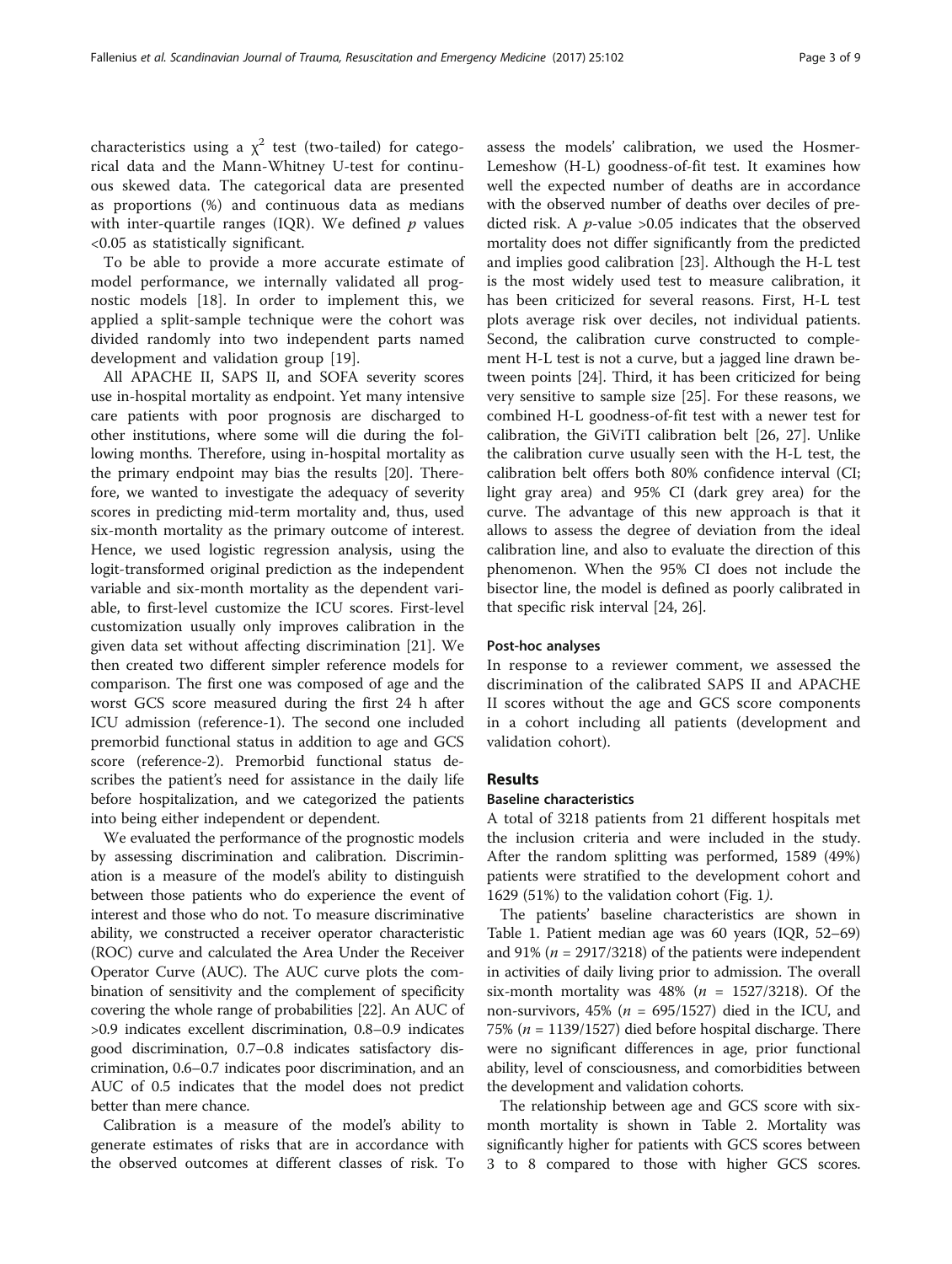characteristics using a $\chi^2$ test (two-tailed) for categorical data and the Mann-Whitney U-test for continuous skewed data. The categorical data are presented as proportions (%) and continuous data as medians with inter-quartile ranges (IQR). We defined $p$ values <0.05 as statistically significant.

To be able to provide a more accurate estimate of model performance, we internally validated all prognostic models [18]. In order to implement this, we applied a split-sample technique were the cohort was divided randomly into two independent parts named development and validation group [19].

All APACHE II, SAPS II, and SOFA severity scores use in-hospital mortality as endpoint. Yet many intensive care patients with poor prognosis are discharged to other institutions, where some will die during the following months. Therefore, using in-hospital mortality as the primary endpoint may bias the results [20]. Therefore, we wanted to investigate the adequacy of severity scores in predicting mid-term mortality and, thus, used six-month mortality as the primary outcome of interest. Hence, we used logistic regression analysis, using the logit-transformed original prediction as the independent variable and six-month mortality as the dependent variable, to first-level customize the ICU scores. First-level customization usually only improves calibration in the given data set without affecting discrimination [21]. We then created two different simpler reference models for comparison. The first one was composed of age and the worst GCS score measured during the first 24 h after ICU admission (reference-1). The second one included premorbid functional status in addition to age and GCS score (reference-2). Premorbid functional status describes the patient's need for assistance in the daily life before hospitalization, and we categorized the patients into being either independent or dependent.

We evaluated the performance of the prognostic models by assessing discrimination and calibration. Discrimination is a measure of the model's ability to distinguish between those patients who do experience the event of interest and those who do not. To measure discriminative ability, we constructed a receiver operator characteristic (ROC) curve and calculated the Area Under the Receiver Operator Curve (AUC). The AUC curve plots the combination of sensitivity and the complement of specificity covering the whole range of probabilities [22]. An AUC of >0.9 indicates excellent discrimination, 0.8–0.9 indicates good discrimination, 0.7–0.8 indicates satisfactory discrimination, 0.6–0.7 indicates poor discrimination, and an AUC of 0.5 indicates that the model does not predict better than mere chance.

Calibration is a measure of the model's ability to generate estimates of risks that are in accordance with the observed outcomes at different classes of risk. To assess the models' calibration, we used the Hosmer-Lemeshow (H-L) goodness-of-fit test. It examines how well the expected number of deaths are in accordance with the observed number of deaths over deciles of predicted risk. A $p$-value >0.05 indicates that the observed mortality does not differ significantly from the predicted and implies good calibration [23]. Although the H-L test is the most widely used test to measure calibration, it has been criticized for several reasons. First, H-L test plots average risk over deciles, not individual patients. Second, the calibration curve constructed to complement H-L test is not a curve, but a jagged line drawn between points [24]. Third, it has been criticized for being very sensitive to sample size [25]. For these reasons, we combined H-L goodness-of-fit test with a newer test for calibration, the GiViTI calibration belt [26, 27]. Unlike the calibration curve usually seen with the H-L test, the calibration belt offers both 80% confidence interval (CI; light gray area) and 95% CI (dark grey area) for the curve. The advantage of this new approach is that it allows to assess the degree of deviation from the ideal calibration line, and also to evaluate the direction of this phenomenon. When the 95% CI does not include the bisector line, the model is defined as poorly calibrated in that specific risk interval [24, 26].

### Post-hoc analyses

In response to a reviewer comment, we assessed the discrimination of the calibrated SAPS II and APACHE II scores without the age and GCS score components in a cohort including all patients (development and validation cohort).

## Results

### Baseline characteristics

A total of 3218 patients from 21 different hospitals met the inclusion criteria and were included in the study. After the random splitting was performed, 1589 (49%) patients were stratified to the development cohort and 1629 (51%) to the validation cohort (Fig. 1).

The patients' baseline characteristics are shown in Table 1. Patient median age was 60 years (IQR, 52–69) and 91% ($n$ = 2917/3218) of the patients were independent in activities of daily living prior to admission. The overall six-month mortality was 48% ($n$ = 1527/3218). Of the non-survivors, 45% ($n$ = 695/1527) died in the ICU, and 75% ($n$ = 1139/1527) died before hospital discharge. There were no significant differences in age, prior functional ability, level of consciousness, and comorbidities between the development and validation cohorts.

The relationship between age and GCS score with six-month mortality is shown in Table 2. Mortality was significantly higher for patients with GCS scores between 3 to 8 compared to those with higher GCS scores.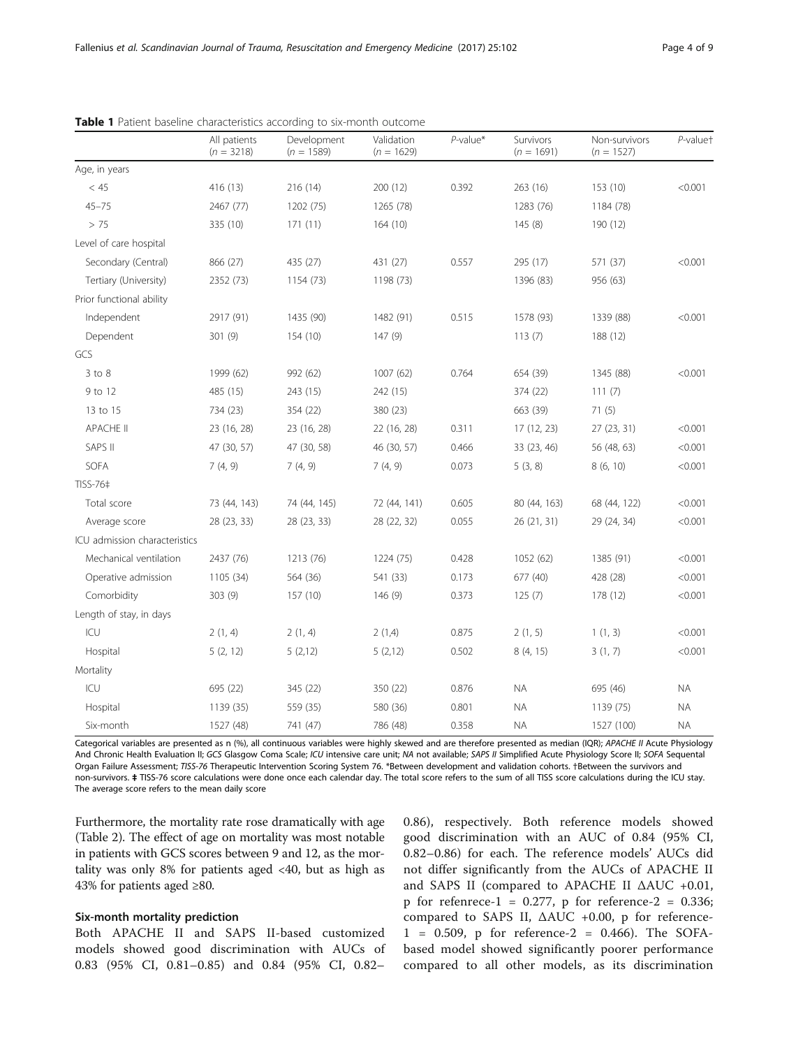**Table 1** Patient baseline characteristics according to six-month outcome

| | All patients (n = 3218) | Development (n = 1589) | Validation (n = 1629) | P-value* | Survivors (n = 1691) | Non-survivors (n = 1527) | P-value† |
|---|---|---|---|---|---|---|---|
| Age, in years | | | | | | | |
| < 45 | 416 (13) | 216 (14) | 200 (12) | 0.392 | 263 (16) | 153 (10) | <0.001 |
| 45–75 | 2467 (77) | 1202 (75) | 1265 (78) | | 1283 (76) | 1184 (78) | |
| > 75 | 335 (10) | 171 (11) | 164 (10) | | 145 (8) | 190 (12) | |
| Level of care hospital | | | | | | | |
| Secondary (Central) | 866 (27) | 435 (27) | 431 (27) | 0.557 | 295 (17) | 571 (37) | <0.001 |
| Tertiary (University) | 2352 (73) | 1154 (73) | 1198 (73) | | 1396 (83) | 956 (63) | |
| Prior functional ability | | | | | | | |
| Independent | 2917 (91) | 1435 (90) | 1482 (91) | 0.515 | 1578 (93) | 1339 (88) | <0.001 |
| Dependent | 301 (9) | 154 (10) | 147 (9) | | 113 (7) | 188 (12) | |
| GCS | | | | | | | |
| 3 to 8 | 1999 (62) | 992 (62) | 1007 (62) | 0.764 | 654 (39) | 1345 (88) | <0.001 |
| 9 to 12 | 485 (15) | 243 (15) | 242 (15) | | 374 (22) | 111 (7) | |
| 13 to 15 | 734 (23) | 354 (22) | 380 (23) | | 663 (39) | 71 (5) | |
| APACHE II | 23 (16, 28) | 23 (16, 28) | 22 (16, 28) | 0.311 | 17 (12, 23) | 27 (23, 31) | <0.001 |
| SAPS II | 47 (30, 57) | 47 (30, 58) | 46 (30, 57) | 0.466 | 33 (23, 46) | 56 (48, 63) | <0.001 |
| SOFA | 7 (4, 9) | 7 (4, 9) | 7 (4, 9) | 0.073 | 5 (3, 8) | 8 (6, 10) | <0.001 |
| TISS-76‡ | | | | | | | |
| Total score | 73 (44, 143) | 74 (44, 145) | 72 (44, 141) | 0.605 | 80 (44, 163) | 68 (44, 122) | <0.001 |
| Average score | 28 (23, 33) | 28 (23, 33) | 28 (22, 32) | 0.055 | 26 (21, 31) | 29 (24, 34) | <0.001 |
| ICU admission characteristics | | | | | | | |
| Mechanical ventilation | 2437 (76) | 1213 (76) | 1224 (75) | 0.428 | 1052 (62) | 1385 (91) | <0.001 |
| Operative admission | 1105 (34) | 564 (36) | 541 (33) | 0.173 | 677 (40) | 428 (28) | <0.001 |
| Comorbidity | 303 (9) | 157 (10) | 146 (9) | 0.373 | 125 (7) | 178 (12) | <0.001 |
| Length of stay, in days | | | | | | | |
| ICU | 2 (1, 4) | 2 (1, 4) | 2 (1,4) | 0.875 | 2 (1, 5) | 1 (1, 3) | <0.001 |
| Hospital | 5 (2, 12) | 5 (2,12) | 5 (2,12) | 0.502 | 8 (4, 15) | 3 (1, 7) | <0.001 |
| Mortality | | | | | | | |
| ICU | 695 (22) | 345 (22) | 350 (22) | 0.876 | NA | 695 (46) | NA |
| Hospital | 1139 (35) | 559 (35) | 580 (36) | 0.801 | NA | 1139 (75) | NA |
| Six-month | 1527 (48) | 741 (47) | 786 (48) | 0.358 | NA | 1527 (100) | NA |

Categorical variables are presented as n (%), all continuous variables were highly skewed and are therefore presented as median (IQR); *APACHE II* Acute Physiology And Chronic Health Evaluation II; *GCS* Glasgow Coma Scale; *ICU* intensive care unit; *NA* not available; *SAPS II* Simplified Acute Physiology Score II; *SOFA* Sequental Organ Failure Assessment; *TISS-76* Therapeutic Intervention Scoring System 76. *Between development and validation cohorts. †Between the survivors and non-survivors. ‡ TISS-76 score calculations were done once each calendar day. The total score refers to the sum of all TISS score calculations during the ICU stay. The average score refers to the mean daily score

Furthermore, the mortality rate rose dramatically with age (Table 2). The effect of age on mortality was most notable in patients with GCS scores between 9 and 12, as the mortality was only 8% for patients aged <40, but as high as 43% for patients aged ≥80.

### Six-month mortality prediction

Both APACHE II and SAPS II-based customized models showed good discrimination with AUCs of 0.83 (95% CI, 0.81–0.85) and 0.84 (95% CI, 0.82–0.86), respectively. Both reference models showed good discrimination with an AUC of 0.84 (95% CI, 0.82–0.86) for each. The reference models' AUCs did not differ significantly from the AUCs of APACHE II and SAPS II (compared to APACHE II ΔAUC +0.01, p for refenrece-1 = 0.277, p for reference-2 = 0.336; compared to SAPS II, ΔAUC +0.00, p for reference-1 = 0.509, p for reference-2 = 0.466). The SOFA-based model showed significantly poorer performance compared to all other models, as its discrimination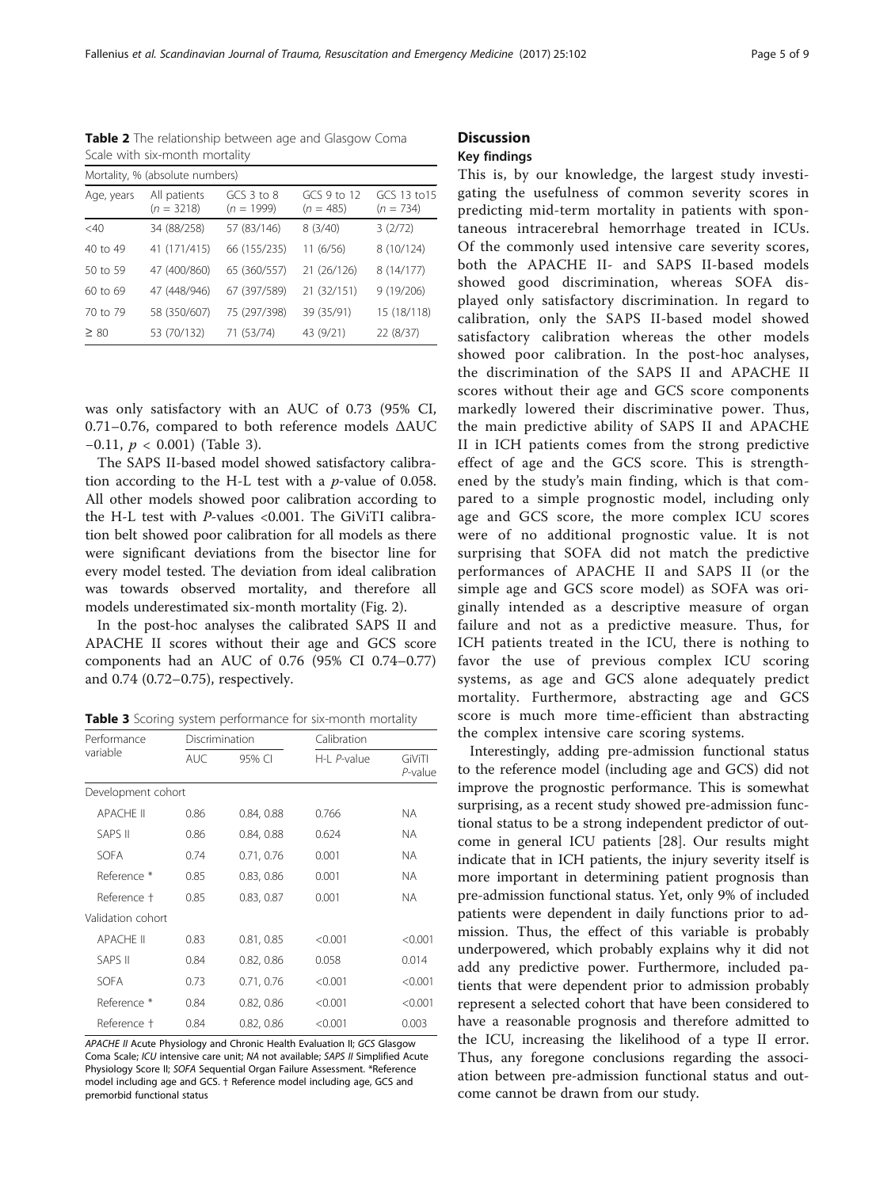**Table 2** The relationship between age and Glasgow Coma Scale with six-month mortality

| Mortality, % (absolute numbers) | | | | |
|---|---|---|---|---|
| Age, years | All patients ($n$ = 3218) | GCS 3 to 8 ($n$ = 1999) | GCS 9 to 12 ($n$ = 485) | GCS 13 to15 ($n$ = 734) |
| <40 | 34 (88/258) | 57 (83/146) | 8 (3/40) | 3 (2/72) |
| 40 to 49 | 41 (171/415) | 66 (155/235) | 11 (6/56) | 8 (10/124) |
| 50 to 59 | 47 (400/860) | 65 (360/557) | 21 (26/126) | 8 (14/177) |
| 60 to 69 | 47 (448/946) | 67 (397/589) | 21 (32/151) | 9 (19/206) |
| 70 to 79 | 58 (350/607) | 75 (297/398) | 39 (35/91) | 15 (18/118) |
| ≥ 80 | 53 (70/132) | 71 (53/74) | 43 (9/21) | 22 (8/37) |

was only satisfactory with an AUC of 0.73 (95% CI, 0.71–0.76, compared to both reference models ΔAUC −0.11, $p < 0.001$) (Table 3).

The SAPS II-based model showed satisfactory calibration according to the H-L test with a $p$-value of 0.058. All other models showed poor calibration according to the H-L test with $P$-values <0.001. The GiViTI calibration belt showed poor calibration for all models as there were significant deviations from the bisector line for every model tested. The deviation from ideal calibration was towards observed mortality, and therefore all models underestimated six-month mortality (Fig. 2).

In the post-hoc analyses the calibrated SAPS II and APACHE II scores without their age and GCS score components had an AUC of 0.76 (95% CI 0.74–0.77) and 0.74 (0.72–0.75), respectively.

**Table 3** Scoring system performance for six-month mortality

| Performance variable | Discrimination | | Calibration | |
|---|---|---|---|---|
| | AUC | 95% CI | H-L $P$-value | GiViTI $P$-value |
| Development cohort | | | | |
| APACHE II | 0.86 | 0.84, 0.88 | 0.766 | NA |
| SAPS II | 0.86 | 0.84, 0.88 | 0.624 | NA |
| SOFA | 0.74 | 0.71, 0.76 | 0.001 | NA |
| Reference * | 0.85 | 0.83, 0.86 | 0.001 | NA |
| Reference † | 0.85 | 0.83, 0.87 | 0.001 | NA |
| Validation cohort | | | | |
| APACHE II | 0.83 | 0.81, 0.85 | <0.001 | <0.001 |
| SAPS II | 0.84 | 0.82, 0.86 | 0.058 | 0.014 |
| SOFA | 0.73 | 0.71, 0.76 | <0.001 | <0.001 |
| Reference * | 0.84 | 0.82, 0.86 | <0.001 | <0.001 |
| Reference † | 0.84 | 0.82, 0.86 | <0.001 | 0.003 |

*APACHE II* Acute Physiology and Chronic Health Evaluation II; *GCS* Glasgow Coma Scale; *ICU* intensive care unit; *NA* not available; *SAPS II* Simplified Acute Physiology Score II; *SOFA* Sequential Organ Failure Assessment. *Reference model including age and GCS. † Reference model including age, GCS and premorbid functional status

## Discussion

### Key findings

This is, by our knowledge, the largest study investigating the usefulness of common severity scores in predicting mid-term mortality in patients with spontaneous intracerebral hemorrhage treated in ICUs. Of the commonly used intensive care severity scores, both the APACHE II- and SAPS II-based models showed good discrimination, whereas SOFA displayed only satisfactory discrimination. In regard to calibration, only the SAPS II-based model showed satisfactory calibration whereas the other models showed poor calibration. In the post-hoc analyses, the discrimination of the SAPS II and APACHE II scores without their age and GCS score components markedly lowered their discriminative power. Thus, the main predictive ability of SAPS II and APACHE II in ICH patients comes from the strong predictive effect of age and the GCS score. This is strengthened by the study's main finding, which is that compared to a simple prognostic model, including only age and GCS score, the more complex ICU scores were of no additional prognostic value. It is not surprising that SOFA did not match the predictive performances of APACHE II and SAPS II (or the simple age and GCS score model) as SOFA was originally intended as a descriptive measure of organ failure and not as a predictive measure. Thus, for ICH patients treated in the ICU, there is nothing to favor the use of previous complex ICU scoring systems, as age and GCS alone adequately predict mortality. Furthermore, abstracting age and GCS score is much more time-efficient than abstracting the complex intensive care scoring systems.

Interestingly, adding pre-admission functional status to the reference model (including age and GCS) did not improve the prognostic performance. This is somewhat surprising, as a recent study showed pre-admission functional status to be a strong independent predictor of outcome in general ICU patients [28]. Our results might indicate that in ICH patients, the injury severity itself is more important in determining patient prognosis than pre-admission functional status. Yet, only 9% of included patients were dependent in daily functions prior to admission. Thus, the effect of this variable is probably underpowered, which probably explains why it did not add any predictive power. Furthermore, included patients that were dependent prior to admission probably represent a selected cohort that have been considered to have a reasonable prognosis and therefore admitted to the ICU, increasing the likelihood of a type II error. Thus, any foregone conclusions regarding the association between pre-admission functional status and outcome cannot be drawn from our study.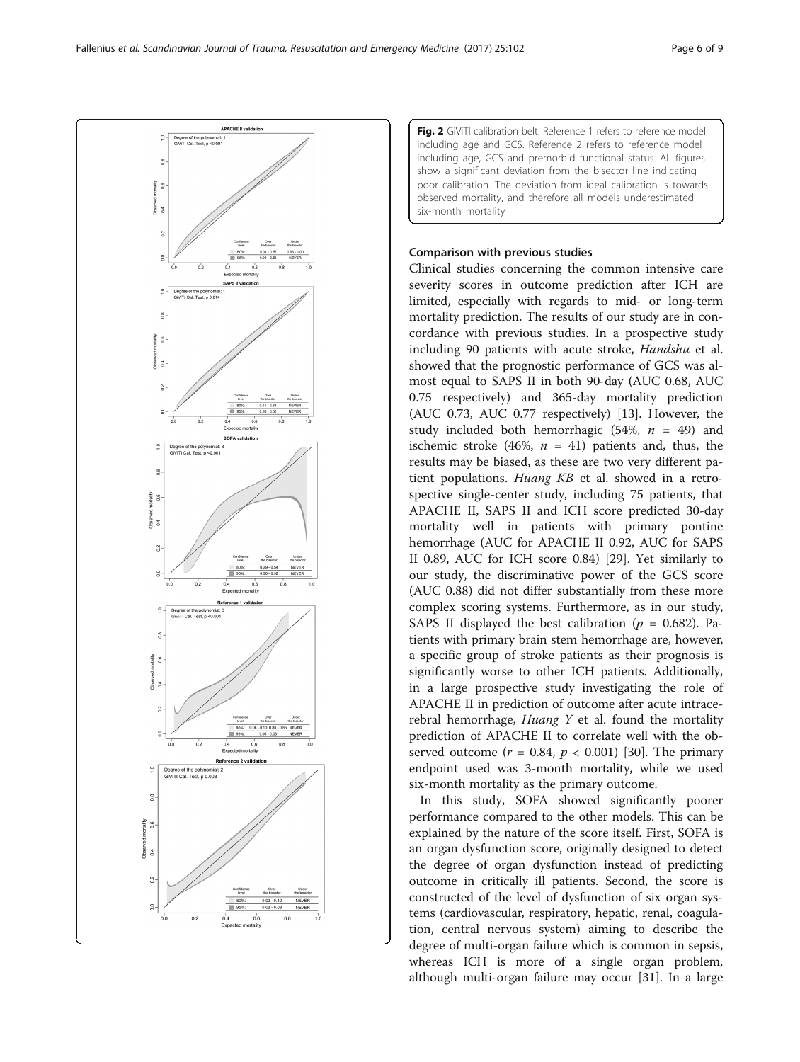**Fig. 2** GiViTI calibration belt. Reference 1 refers to reference model including age and GCS. Reference 2 refers to reference model including age, GCS and premorbid functional status. All figures show a significant deviation from the bisector line indicating poor calibration. The deviation from ideal calibration is towards observed mortality, and therefore all models underestimated six-month mortality

## Comparison with previous studies

Clinical studies concerning the common intensive care severity scores in outcome prediction after ICH are limited, especially with regards to mid- or long-term mortality prediction. The results of our study are in concordance with previous studies. In a prospective study including 90 patients with acute stroke, *Handshu* et al. showed that the prognostic performance of GCS was almost equal to SAPS II in both 90-day (AUC 0.68, AUC 0.75 respectively) and 365-day mortality prediction (AUC 0.73, AUC 0.77 respectively) [13]. However, the study included both hemorrhagic (54%, $n = 49$) and ischemic stroke (46%, $n = 41$) patients and, thus, the results may be biased, as these are two very different patient populations. *Huang KB* et al. showed in a retrospective single-center study, including 75 patients, that APACHE II, SAPS II and ICH score predicted 30-day mortality well in patients with primary pontine hemorrhage (AUC for APACHE II 0.92, AUC for SAPS II 0.89, AUC for ICH score 0.84) [29]. Yet similarly to our study, the discriminative power of the GCS score (AUC 0.88) did not differ substantially from these more complex scoring systems. Furthermore, as in our study, SAPS II displayed the best calibration ($p = 0.682$). Patients with primary brain stem hemorrhage are, however, a specific group of stroke patients as their prognosis is significantly worse to other ICH patients. Additionally, in a large prospective study investigating the role of APACHE II in prediction of outcome after acute intracerebral hemorrhage, *Huang Y* et al. found the mortality prediction of APACHE II to correlate well with the observed outcome ($r = 0.84$, $p < 0.001$) [30]. The primary endpoint used was 3-month mortality, while we used six-month mortality as the primary outcome.

In this study, SOFA showed significantly poorer performance compared to the other models. This can be explained by the nature of the score itself. First, SOFA is an organ dysfunction score, originally designed to detect the degree of organ dysfunction instead of predicting outcome in critically ill patients. Second, the score is constructed of the level of dysfunction of six organ systems (cardiovascular, respiratory, hepatic, renal, coagulation, central nervous system) aiming to describe the degree of multi-organ failure which is common in sepsis, whereas ICH is more of a single organ problem, although multi-organ failure may occur [31]. In a large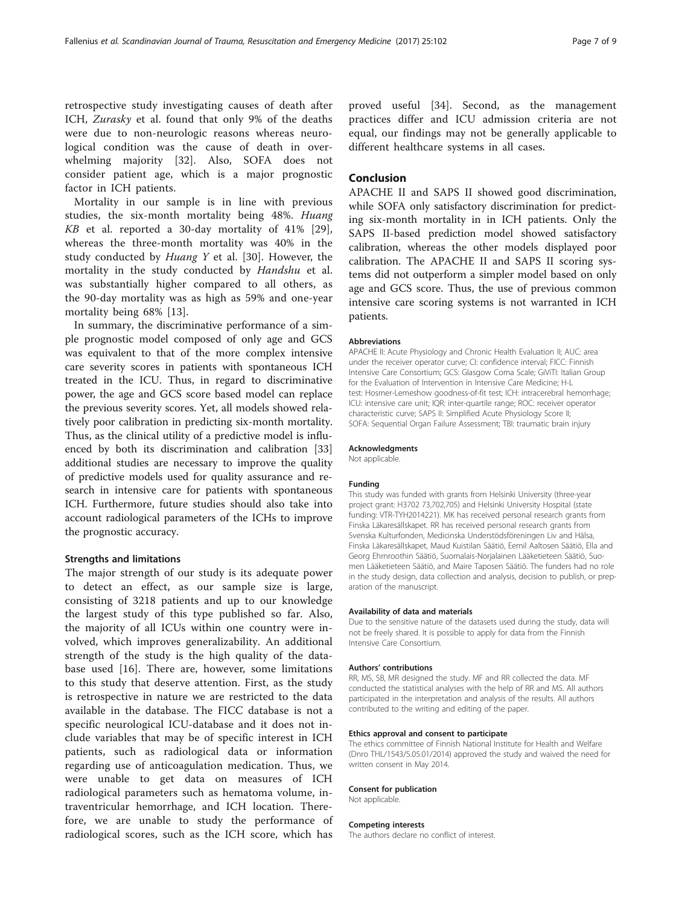retrospective study investigating causes of death after ICH, *Zurasky* et al. found that only 9% of the deaths were due to non-neurologic reasons whereas neurological condition was the cause of death in overwhelming majority [32]. Also, SOFA does not consider patient age, which is a major prognostic factor in ICH patients.

Mortality in our sample is in line with previous studies, the six-month mortality being 48%. *Huang KB* et al. reported a 30-day mortality of 41% [29], whereas the three-month mortality was 40% in the study conducted by *Huang Y* et al. [30]. However, the mortality in the study conducted by *Handshu* et al. was substantially higher compared to all others, as the 90-day mortality was as high as 59% and one-year mortality being 68% [13].

In summary, the discriminative performance of a simple prognostic model composed of only age and GCS was equivalent to that of the more complex intensive care severity scores in patients with spontaneous ICH treated in the ICU. Thus, in regard to discriminative power, the age and GCS score based model can replace the previous severity scores. Yet, all models showed relatively poor calibration in predicting six-month mortality. Thus, as the clinical utility of a predictive model is influenced by both its discrimination and calibration [33] additional studies are necessary to improve the quality of predictive models used for quality assurance and research in intensive care for patients with spontaneous ICH. Furthermore, future studies should also take into account radiological parameters of the ICHs to improve the prognostic accuracy.

### Strengths and limitations

The major strength of our study is its adequate power to detect an effect, as our sample size is large, consisting of 3218 patients and up to our knowledge the largest study of this type published so far. Also, the majority of all ICUs within one country were involved, which improves generalizability. An additional strength of the study is the high quality of the database used [16]. There are, however, some limitations to this study that deserve attention. First, as the study is retrospective in nature we are restricted to the data available in the database. The FICC database is not a specific neurological ICU-database and it does not include variables that may be of specific interest in ICH patients, such as radiological data or information regarding use of anticoagulation medication. Thus, we were unable to get data on measures of ICH radiological parameters such as hematoma volume, intraventricular hemorrhage, and ICH location. Therefore, we are unable to study the performance of radiological scores, such as the ICH score, which has proved useful [34]. Second, as the management practices differ and ICU admission criteria are not equal, our findings may not be generally applicable to different healthcare systems in all cases.

## Conclusion

APACHE II and SAPS II showed good discrimination, while SOFA only satisfactory discrimination for predicting six-month mortality in in ICH patients. Only the SAPS II-based prediction model showed satisfactory calibration, whereas the other models displayed poor calibration. The APACHE II and SAPS II scoring systems did not outperform a simpler model based on only age and GCS score. Thus, the use of previous common intensive care scoring systems is not warranted in ICH patients.

#### Abbreviations

APACHE II: Acute Physiology and Chronic Health Evaluation II; AUC: area under the receiver operator curve; CI: confidence interval; FICC: Finnish Intensive Care Consortium; GCS: Glasgow Coma Scale; GiViTI: Italian Group for the Evaluation of Intervention in Intensive Care Medicine; H-L test: Hosmer-Lemeshow goodness-of-fit test; ICH: intracerebral hemorrhage; ICU: intensive care unit; IQR: inter-quartile range; ROC: receiver operator characteristic curve; SAPS II: Simplified Acute Physiology Score II; SOFA: Sequential Organ Failure Assessment; TBI: traumatic brain injury

#### Acknowledgments

Not applicable.

#### Funding

This study was funded with grants from Helsinki University (three-year project grant: H3702 73,702,705) and Helsinki University Hospital (state funding: VTR-TYH2014221). MK has received personal research grants from Finska Läkaresällskapet. RR has received personal research grants from Svenska Kulturfonden, Medicinska Understödsföreningen Liv and Hälsa, Finska Läkaresällskapet, Maud Kuistilan Säätiö, Eemil Aaltosen Säätiö, Ella and Georg Ehrnroothin Säätiö, Suomalais-Norjalainen Lääketieteen Säätiö, Suomen Lääketieteen Säätiö, and Maire Taposen Säätiö. The funders had no role in the study design, data collection and analysis, decision to publish, or preparation of the manuscript.

#### Availability of data and materials

Due to the sensitive nature of the datasets used during the study, data will not be freely shared. It is possible to apply for data from the Finnish Intensive Care Consortium.

#### Authors' contributions

RR, MS, SB, MR designed the study. MF and RR collected the data. MF conducted the statistical analyses with the help of RR and MS. All authors participated in the interpretation and analysis of the results. All authors contributed to the writing and editing of the paper.

#### Ethics approval and consent to participate

The ethics committee of Finnish National Institute for Health and Welfare (Dnro THL/1543/5.05.01/2014) approved the study and waived the need for written consent in May 2014.

#### Consent for publication

Not applicable.

#### Competing interests

The authors declare no conflict of interest.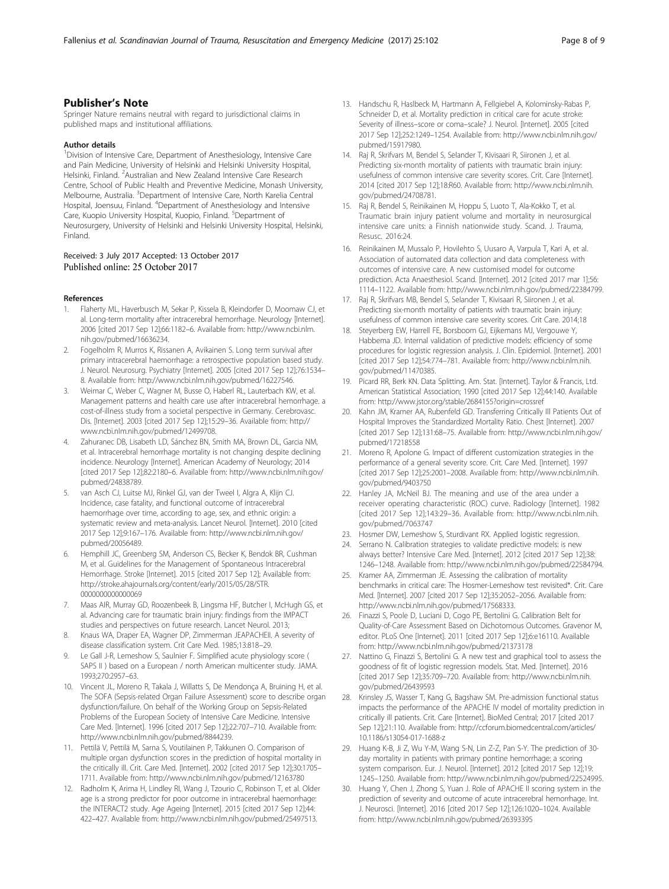## Publisher's Note

Springer Nature remains neutral with regard to jurisdictional claims in published maps and institutional affiliations.

### Author details

[1]Division of Intensive Care, Department of Anesthesiology, Intensive Care and Pain Medicine, University of Helsinki and Helsinki University Hospital, Helsinki, Finland. [2]Australian and New Zealand Intensive Care Research Centre, School of Public Health and Preventive Medicine, Monash University, Melbourne, Australia. [3]Department of Intensive Care, North Karelia Central Hospital, Joensuu, Finland. [4]Department of Anesthesiology and Intensive Care, Kuopio University Hospital, Kuopio, Finland. [5]Department of Neurosurgery, University of Helsinki and Helsinki University Hospital, Helsinki, Finland.

Received: 3 July 2017 Accepted: 13 October 2017
Published online: 25 October 2017

### References

1. Flaherty ML, Haverbusch M, Sekar P, Kissela B, Kleindorfer D, Moomaw CJ, et al. Long-term mortality after intracerebral hemorrhage. Neurology [Internet]. 2006 [cited 2017 Sep 12];66:1182–6. Available from: http://www.ncbi.nlm.nih.gov/pubmed/16636234.
2. Fogelholm R, Murros K, Rissanen A, Avikainen S. Long term survival after primary intracerebral haemorrhage: a retrospective population based study. J. Neurol. Neurosurg. Psychiatry [Internet]. 2005 [cited 2017 Sep 12];76:1534–8. Available from: http://www.ncbi.nlm.nih.gov/pubmed/16227546.
3. Weimar C, Weber C, Wagner M, Busse O, Haberl RL, Lauterbach KW, et al. Management patterns and health care use after intracerebral hemorrhage. a cost-of-illness study from a societal perspective in Germany. Cerebrovasc. Dis. [Internet]. 2003 [cited 2017 Sep 12];15:29–36. Available from: http://www.ncbi.nlm.nih.gov/pubmed/12499708.
4. Zahuranec DB, Lisabeth LD, Sánchez BN, Smith MA, Brown DL, Garcia NM, et al. Intracerebral hemorrhage mortality is not changing despite declining incidence. Neurology [Internet]. American Academy of Neurology; 2014 [cited 2017 Sep 12];82:2180–6. Available from: http://www.ncbi.nlm.nih.gov/pubmed/24838789.
5. van Asch CJ, Luitse MJ, Rinkel GJ, van der Tweel I, Algra A, Klijn CJ. Incidence, case fatality, and functional outcome of intracerebral haemorrhage over time, according to age, sex, and ethnic origin: a systematic review and meta-analysis. Lancet Neurol. [Internet]. 2010 [cited 2017 Sep 12];9:167–176. Available from: http://www.ncbi.nlm.nih.gov/pubmed/20056489.
6. Hemphill JC, Greenberg SM, Anderson CS, Becker K, Bendok BR, Cushman M, et al. Guidelines for the Management of Spontaneous Intracerebral Hemorrhage. Stroke [Internet]. 2015 [cited 2017 Sep 12]; Available from: http://stroke.ahajournals.org/content/early/2015/05/28/STR.0000000000000069
7. Maas AIR, Murray GD, Roozenbeek B, Lingsma HF, Butcher I, McHugh GS, et al. Advancing care for traumatic brain injury: findings from the IMPACT studies and perspectives on future research. Lancet Neurol. 2013;
8. Knaus WA, Draper EA, Wagner DP, Zimmerman JEAPACHEII. A severity of disease classification system. Crit Care Med. 1985;13:818–29.
9. Le Gall J-R, Lemeshow S, Saulnier F. Simplified acute physiology score ( SAPS II ) based on a European / north American multicenter study. JAMA. 1993;270:2957–63.
10. Vincent JL, Moreno R, Takala J, Willatts S, De Mendonça A, Bruining H, et al. The SOFA (Sepsis-related Organ Failure Assessment) score to describe organ dysfunction/failure. On behalf of the Working Group on Sepsis-Related Problems of the European Society of Intensive Care Medicine. Intensive Care Med. [Internet]. 1996 [cited 2017 Sep 12];22:707–710. Available from: http://www.ncbi.nlm.nih.gov/pubmed/8844239.
11. Pettilä V, Pettilä M, Sarna S, Voutilainen P, Takkunen O. Comparison of multiple organ dysfunction scores in the prediction of hospital mortality in the critically ill. Crit. Care Med. [Internet]. 2002 [cited 2017 Sep 12];30:1705–1711. Available from: http://www.ncbi.nlm.nih.gov/pubmed/12163780
12. Radholm K, Arima H, Lindley RI, Wang J, Tzourio C, Robinson T, et al. Older age is a strong predictor for poor outcome in intracerebral haemorrhage: the INTERACT2 study. Age Ageing [Internet]. 2015 [cited 2017 Sep 12];44: 422–427. Available from: http://www.ncbi.nlm.nih.gov/pubmed/25497513.
13. Handschu R, Haslbeck M, Hartmann A, Fellgiebel A, Kolominsky-Rabas P, Schneider D, et al. Mortality prediction in critical care for acute stroke: Severity of illness–score or coma–scale? J. Neurol. [Internet]. 2005 [cited 2017 Sep 12];252:1249–1254. Available from: http://www.ncbi.nlm.nih.gov/pubmed/15917980.
14. Raj R, Skrifvars M, Bendel S, Selander T, Kivisaari R, Siironen J, et al. Predicting six-month mortality of patients with traumatic brain injury: usefulness of common intensive care severity scores. Crit. Care [Internet]. 2014 [cited 2017 Sep 12];18:R60. Available from: http://www.ncbi.nlm.nih.gov/pubmed/24708781.
15. Raj R, Bendel S, Reinikainen M, Hoppu S, Luoto T, Ala-Kokko T, et al. Traumatic brain injury patient volume and mortality in neurosurgical intensive care units: a Finnish nationwide study. Scand. J. Trauma, Resusc. 2016:24.
16. Reinikainen M, Mussalo P, Hovilehto S, Uusaro A, Varpula T, Kari A, et al. Association of automated data collection and data completeness with outcomes of intensive care. A new customised model for outcome prediction. Acta Anaesthesiol. Scand. [Internet]. 2012 [cited 2017 mar 1];56: 1114–1122. Available from: http://www.ncbi.nlm.nih.gov/pubmed/22384799.
17. Raj R, Skrifvars MB, Bendel S, Selander T, Kivisaari R, Siironen J, et al. Predicting six-month mortality of patients with traumatic brain injury: usefulness of common intensive care severity scores. Crit Care. 2014;18
18. Steyerberg EW, Harrell FE, Borsboom GJ, Eijkemans MJ, Vergouwe Y, Habbema JD. Internal validation of predictive models: efficiency of some procedures for logistic regression analysis. J. Clin. Epidemiol. [Internet]. 2001 [cited 2017 Sep 12];54:774–781. Available from: http://www.ncbi.nlm.nih.gov/pubmed/11470385.
19. Picard RR, Berk KN. Data Splitting. Am. Stat. [Internet]. Taylor & Francis, Ltd. American Statistical Association; 1990 [cited 2017 Sep 12];44:140. Available from: http://www.jstor.org/stable/2684155?origin=crossref
20. Kahn JM, Kramer AA, Rubenfeld GD. Transferring Critically Ill Patients Out of Hospital Improves the Standardized Mortality Ratio. Chest [Internet]. 2007 [cited 2017 Sep 12];131:68–75. Available from: http://www.ncbi.nlm.nih.gov/pubmed/17218558
21. Moreno R, Apolone G. Impact of different customization strategies in the performance of a general severity score. Crit. Care Med. [Internet]. 1997 [cited 2017 Sep 12];25:2001–2008. Available from: http://www.ncbi.nlm.nih.gov/pubmed/9403750
22. Hanley JA, McNeil BJ. The meaning and use of the area under a receiver operating characteristic (ROC) curve. Radiology [Internet]. 1982 [cited 2017 Sep 12];143:29–36. Available from: http://www.ncbi.nlm.nih.gov/pubmed/7063747
23. Hosmer DW, Lemeshow S, Sturdivant RX. Applied logistic regression.
24. Serrano N. Calibration strategies to validate predictive models: is new always better? Intensive Care Med. [Internet]. 2012 [cited 2017 Sep 12];38: 1246–1248. Available from: http://www.ncbi.nlm.nih.gov/pubmed/22584794.
25. Kramer AA, Zimmerman JE. Assessing the calibration of mortality benchmarks in critical care: The Hosmer-Lemeshow test revisited*. Crit. Care Med. [Internet]. 2007 [cited 2017 Sep 12];35:2052–2056. Available from: http://www.ncbi.nlm.nih.gov/pubmed/17568333.
26. Finazzi S, Poole D, Luciani D, Cogo PE, Bertolini G. Calibration Belt for Quality-of-Care Assessment Based on Dichotomous Outcomes. Gravenor M, editor. PLoS One [Internet]. 2011 [cited 2017 Sep 12];6:e16110. Available from: http://www.ncbi.nlm.nih.gov/pubmed/21373178
27. Nattino G, Finazzi S, Bertolini G. A new test and graphical tool to assess the goodness of fit of logistic regression models. Stat. Med. [Internet]. 2016 [cited 2017 Sep 12];35:709–720. Available from: http://www.ncbi.nlm.nih.gov/pubmed/26439593
28. Krinsley JS, Wasser T, Kang G, Bagshaw SM. Pre-admission functional status impacts the performance of the APACHE IV model of mortality prediction in critically ill patients. Crit. Care [Internet]. BioMed Central; 2017 [cited 2017 Sep 12];21:110. Available from: http://ccforum.biomedcentral.com/articles/10.1186/s13054-017-1688-z
29. Huang K-B, Ji Z, Wu Y-M, Wang S-N, Lin Z-Z, Pan S-Y. The prediction of 30-day mortality in patients with primary pontine hemorrhage: a scoring system comparison. Eur. J. Neurol. [Internet]. 2012 [cited 2017 Sep 12];19: 1245–1250. Available from: http://www.ncbi.nlm.nih.gov/pubmed/22524995.
30. Huang Y, Chen J, Zhong S, Yuan J. Role of APACHE II scoring system in the prediction of severity and outcome of acute intracerebral hemorrhage. Int. J. Neurosci. [Internet]. 2016 [cited 2017 Sep 12];126:1020–1024. Available from: http://www.ncbi.nlm.nih.gov/pubmed/26393395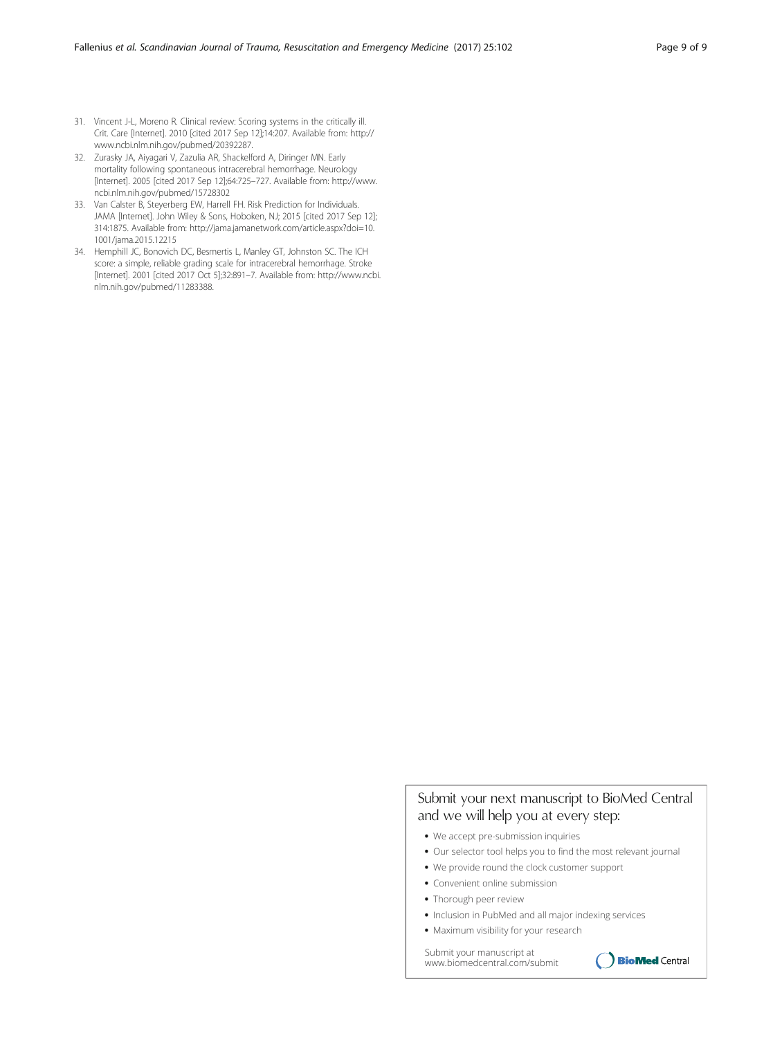31. Vincent J-L, Moreno R. Clinical review: Scoring systems in the critically ill. Crit. Care [Internet]. 2010 [cited 2017 Sep 12];14:207. Available from: http://www.ncbi.nlm.nih.gov/pubmed/20392287.
32. Zurasky JA, Aiyagari V, Zazulia AR, Shackelford A, Diringer MN. Early mortality following spontaneous intracerebral hemorrhage. Neurology [Internet]. 2005 [cited 2017 Sep 12];64:725–727. Available from: http://www.ncbi.nlm.nih.gov/pubmed/15728302
33. Van Calster B, Steyerberg EW, Harrell FH. Risk Prediction for Individuals. JAMA [Internet]. John Wiley & Sons, Hoboken, NJ; 2015 [cited 2017 Sep 12]; 314:1875. Available from: http://jama.jamanetwork.com/article.aspx?doi=10.1001/jama.2015.12215
34. Hemphill JC, Bonovich DC, Besmertis L, Manley GT, Johnston SC. The ICH score: a simple, reliable grading scale for intracerebral hemorrhage. Stroke [Internet]. 2001 [cited 2017 Oct 5];32:891–7. Available from: http://www.ncbi.nlm.nih.gov/pubmed/11283388.

Submit your next manuscript to BioMed Central and we will help you at every step:

- We accept pre-submission inquiries
- Our selector tool helps you to find the most relevant journal
- We provide round the clock customer support
- Convenient online submission
- Thorough peer review
- Inclusion in PubMed and all major indexing services
- Maximum visibility for your research

Submit your manuscript at www.biomedcentral.com/submit

BioMed Central